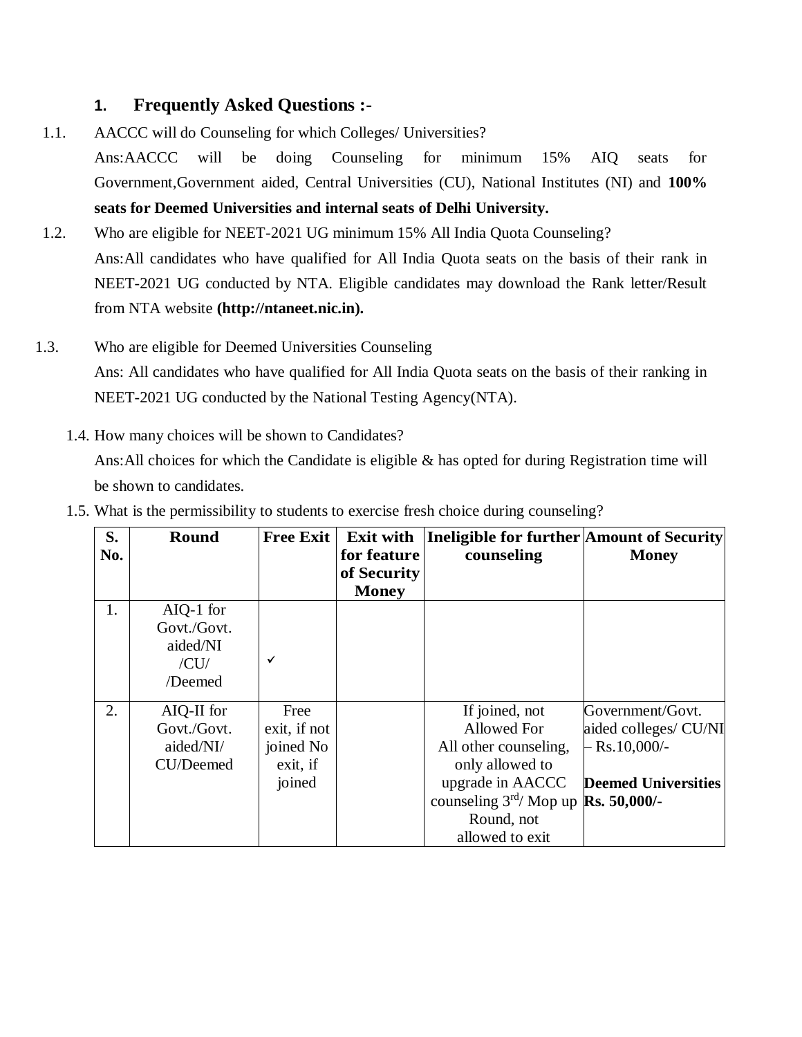## 1. Frequently Asked Questions :-

1.1. AACCC will do Counseling for which Colleges/ Universities?

Ans:AACCC will be doing Counseling for minimum 15% AIQ seats for Government,Government aided, Central Universities (CU), National Institutes (NI) and **100% seats for Deemed Universities and internal seats of Delhi University.**

1.2. Who are eligible for NEET-2021 UG minimum 15% All India Quota Counseling?

Ans:All candidates who have qualified for All India Quota seats on the basis of their rank in NEET-2021 UG conducted by NTA. Eligible candidates may download the Rank letter/Result from NTA website **(http://ntaneet.nic.in).**

1.3. Who are eligible for Deemed Universities Counseling

Ans: All candidates who have qualified for All India Quota seats on the basis of their ranking in NEET-2021 UG conducted by the National Testing Agency(NTA).

1.4. How many choices will be shown to Candidates?

Ans:All choices for which the Candidate is eligible & has opted for during Registration time will be shown to candidates.

1.5. What is the permissibility to students to exercise fresh choice during counseling?

| S. No. | Round | Free Exit | Exit with for feature of Security Money | Ineligible for further counseling | Amount of Security Money |
|---|---|---|---|---|---|
| 1. | AIQ-1 for Govt./Govt. aided/NI /CU/ /Deemed | ✓ | | | |
| 2. | AIQ-II for Govt./Govt. aided/NI/ CU/Deemed | Free exit, if not joined No exit, if joined | | If joined, not Allowed For All other counseling, only allowed to upgrade in AACCC counseling 3rd/ Mop up Round, not allowed to exit | Government/Govt. aided colleges/ CU/NI – Rs.10,000/- **Deemed Universities Rs. 50,000/-** |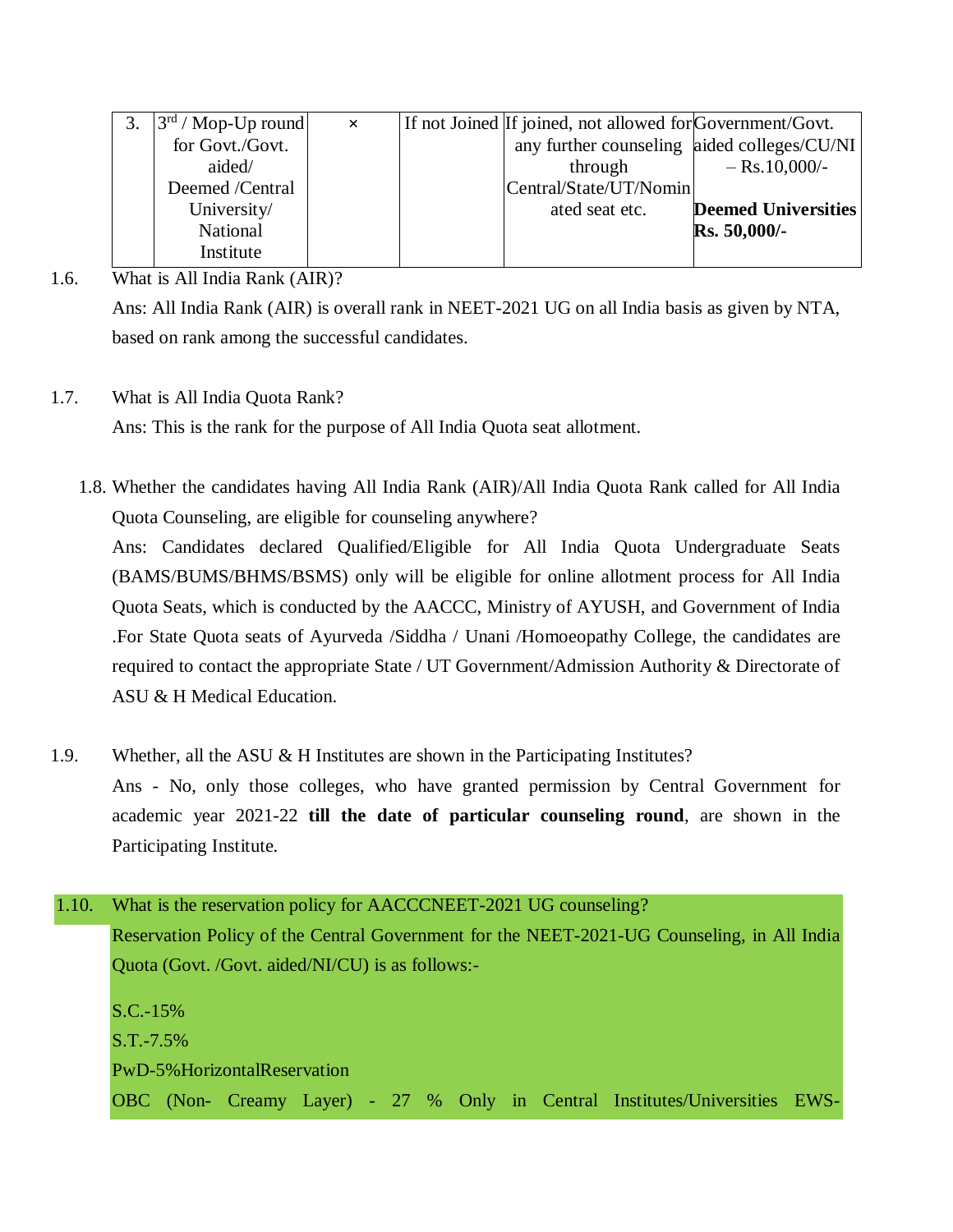| 3. | 3rd / Mop-Up round for Govt./Govt. aided/ Deemed /Central University/ National Institute | × | If not Joined | If joined, not allowed for any further counseling through Central/State/UT/Nominated seat etc. | Government/Govt. aided colleges/CU/NI – Rs.10,000/- **Deemed Universities Rs. 50,000/-** |
|---|---|---|---|---|---|

1.6. What is All India Rank (AIR)?

Ans: All India Rank (AIR) is overall rank in NEET-2021 UG on all India basis as given by NTA, based on rank among the successful candidates.

1.7. What is All India Quota Rank?

Ans: This is the rank for the purpose of All India Quota seat allotment.

1.8. Whether the candidates having All India Rank (AIR)/All India Quota Rank called for All India Quota Counseling, are eligible for counseling anywhere?

Ans: Candidates declared Qualified/Eligible for All India Quota Undergraduate Seats (BAMS/BUMS/BHMS/BSMS) only will be eligible for online allotment process for All India Quota Seats, which is conducted by the AACCC, Ministry of AYUSH, and Government of India .For State Quota seats of Ayurveda /Siddha / Unani /Homoeopathy College, the candidates are required to contact the appropriate State / UT Government/Admission Authority & Directorate of ASU & H Medical Education.

1.9. Whether, all the ASU & H Institutes are shown in the Participating Institutes?

Ans - No, only those colleges, who have granted permission by Central Government for academic year 2021-22 **till the date of particular counseling round**, are shown in the Participating Institute.

1.10. What is the reservation policy for AACCCNEET-2021 UG counseling?

Reservation Policy of the Central Government for the NEET-2021-UG Counseling, in All India Quota (Govt. /Govt. aided/NI/CU) is as follows:-

S.C.-15%

S.T.-7.5%

PwD-5%HorizontalReservation

OBC (Non- Creamy Layer) - 27 % Only in Central Institutes/Universities EWS-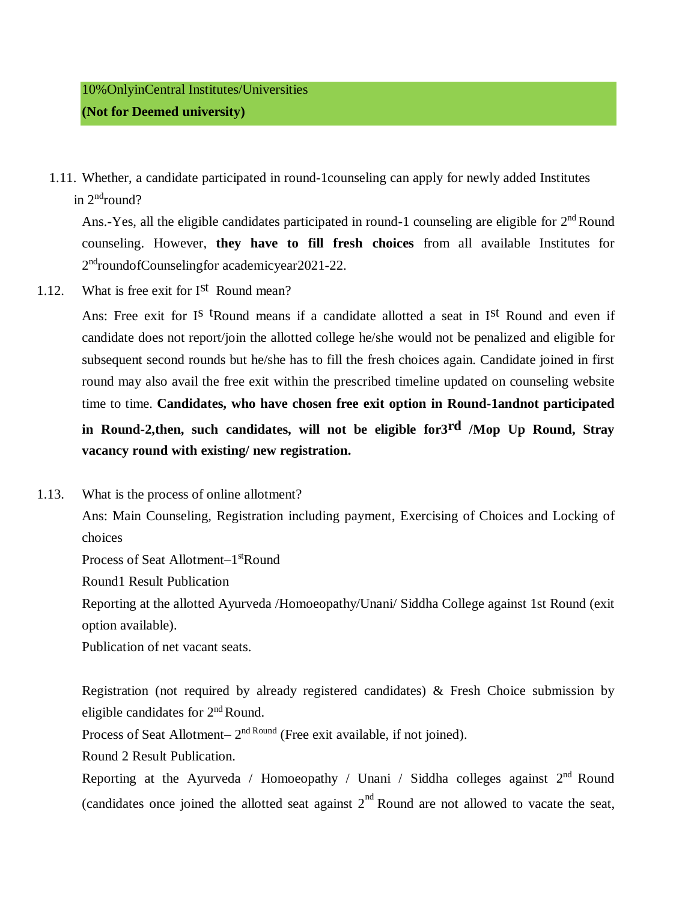| 10%OnlyinCentral Institutes/Universities **(Not for Deemed university)** |
|---|

1.11. Whether, a candidate participated in round-1counseling can apply for newly added Institutes in 2ndround?

Ans.-Yes, all the eligible candidates participated in round-1 counseling are eligible for 2nd Round counseling. However, **they have to fill fresh choices** from all available Institutes for 2ndroundofCounselingfor academicyear2021-22.

1.12. What is free exit for Ist Round mean?

Ans: Free exit for Is tRound means if a candidate allotted a seat in Ist Round and even if candidate does not report/join the allotted college he/she would not be penalized and eligible for subsequent second rounds but he/she has to fill the fresh choices again. Candidate joined in first round may also avail the free exit within the prescribed timeline updated on counseling website time to time. **Candidates, who have chosen free exit option in Round-1andnot participated in Round-2,then, such candidates, will not be eligible for3rd /Mop Up Round, Stray vacancy round with existing/ new registration.**

1.13. What is the process of online allotment?

Ans: Main Counseling, Registration including payment, Exercising of Choices and Locking of choices

Process of Seat Allotment–1stRound

Round1 Result Publication

Reporting at the allotted Ayurveda /Homoeopathy/Unani/ Siddha College against 1st Round (exit option available).

Publication of net vacant seats.

Registration (not required by already registered candidates) & Fresh Choice submission by eligible candidates for 2nd Round.

Process of Seat Allotment– 2nd Round (Free exit available, if not joined).

Round 2 Result Publication.

Reporting at the Ayurveda / Homoeopathy / Unani / Siddha colleges against 2nd Round (candidates once joined the allotted seat against 2nd Round are not allowed to vacate the seat,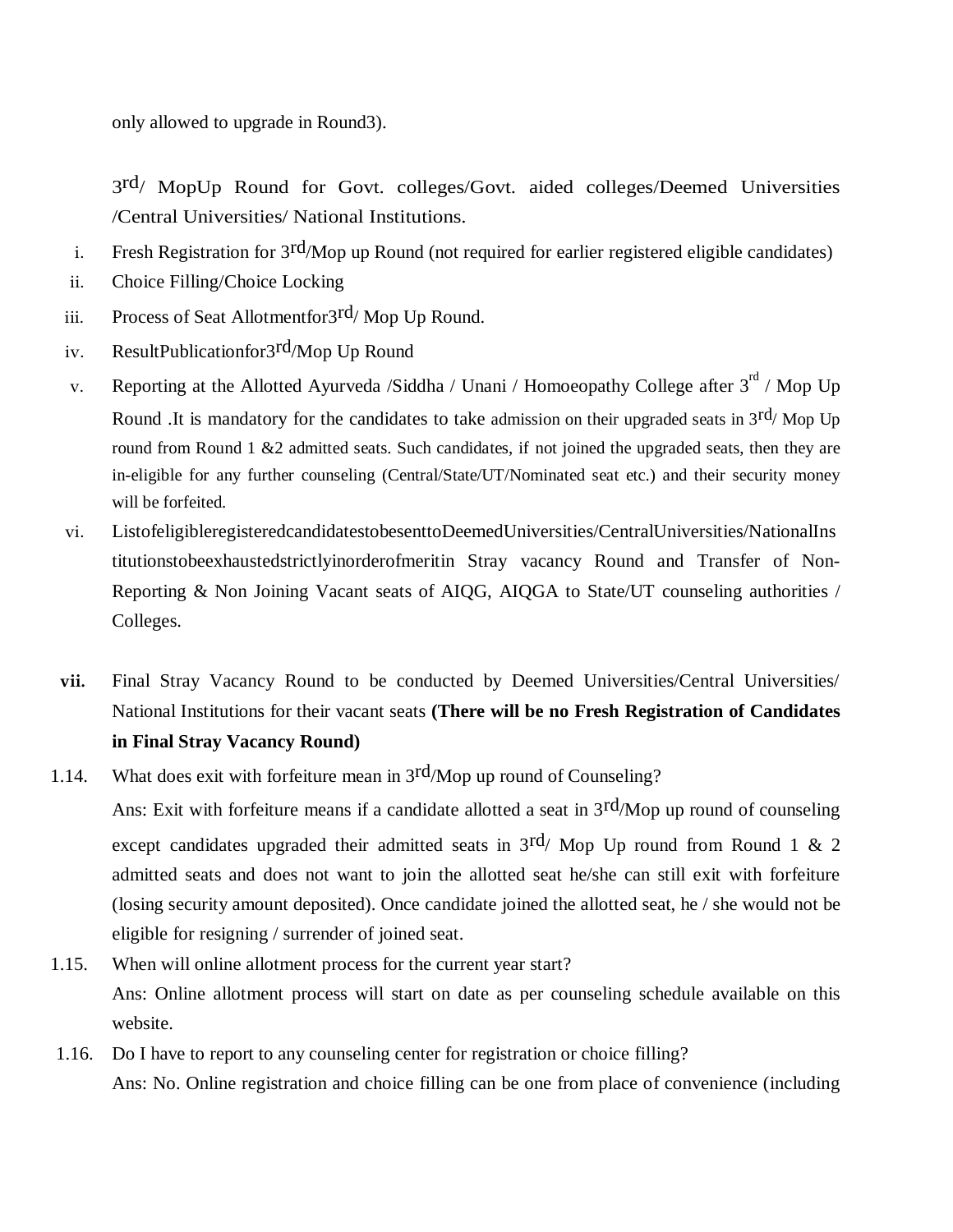only allowed to upgrade in Round3).

3rd/ MopUp Round for Govt. colleges/Govt. aided colleges/Deemed Universities /Central Universities/ National Institutions.

i. Fresh Registration for 3rd/Mop up Round (not required for earlier registered eligible candidates)

ii. Choice Filling/Choice Locking

iii. Process of Seat Allotmentfor3rd/ Mop Up Round.

iv. ResultPublicationfor3rd/Mop Up Round

v. Reporting at the Allotted Ayurveda /Siddha / Unani / Homoeopathy College after 3rd / Mop Up Round .It is mandatory for the candidates to take admission on their upgraded seats in 3rd/ Mop Up round from Round 1 &2 admitted seats. Such candidates, if not joined the upgraded seats, then they are in-eligible for any further counseling (Central/State/UT/Nominated seat etc.) and their security money will be forfeited.

vi. ListofeligibleregisteredcandidatestobesenttoDeemedUniversities/CentralUniversities/NationalInstitutionstobeexhaustedstrictlyinorderofmeritin Stray vacancy Round and Transfer of Non-Reporting & Non Joining Vacant seats of AIQG, AIQGA to State/UT counseling authorities / Colleges.

**vii.** Final Stray Vacancy Round to be conducted by Deemed Universities/Central Universities/ National Institutions for their vacant seats **(There will be no Fresh Registration of Candidates in Final Stray Vacancy Round)**

1.14. What does exit with forfeiture mean in 3rd/Mop up round of Counseling?

Ans: Exit with forfeiture means if a candidate allotted a seat in 3rd/Mop up round of counseling except candidates upgraded their admitted seats in 3rd/ Mop Up round from Round 1 & 2 admitted seats and does not want to join the allotted seat he/she can still exit with forfeiture (losing security amount deposited). Once candidate joined the allotted seat, he / she would not be eligible for resigning / surrender of joined seat.

1.15. When will online allotment process for the current year start?

Ans: Online allotment process will start on date as per counseling schedule available on this website.

1.16. Do I have to report to any counseling center for registration or choice filling?

Ans: No. Online registration and choice filling can be one from place of convenience (including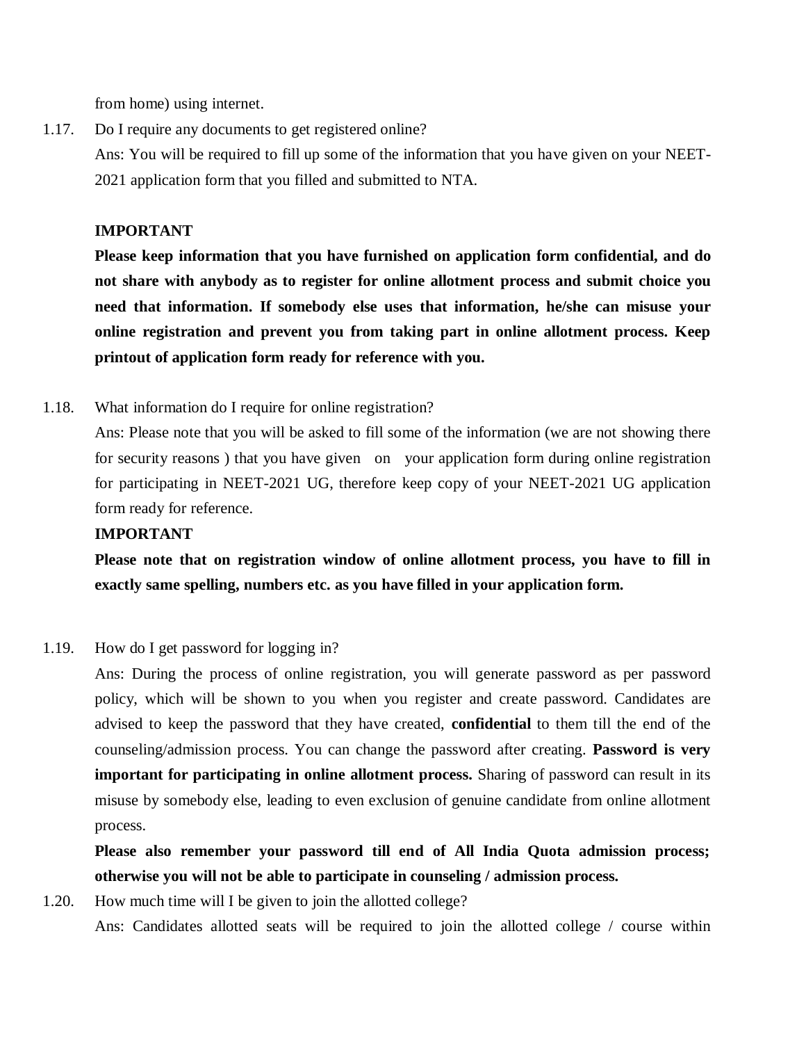from home) using internet.

1.17. Do I require any documents to get registered online?

Ans: You will be required to fill up some of the information that you have given on your NEET-2021 application form that you filled and submitted to NTA.

**IMPORTANT**

**Please keep information that you have furnished on application form confidential, and do not share with anybody as to register for online allotment process and submit choice you need that information. If somebody else uses that information, he/she can misuse your online registration and prevent you from taking part in online allotment process. Keep printout of application form ready for reference with you.**

1.18. What information do I require for online registration?

Ans: Please note that you will be asked to fill some of the information (we are not showing there for security reasons ) that you have given on your application form during online registration for participating in NEET-2021 UG, therefore keep copy of your NEET-2021 UG application form ready for reference.

**IMPORTANT**

**Please note that on registration window of online allotment process, you have to fill in exactly same spelling, numbers etc. as you have filled in your application form.**

1.19. How do I get password for logging in?

Ans: During the process of online registration, you will generate password as per password policy, which will be shown to you when you register and create password. Candidates are advised to keep the password that they have created, **confidential** to them till the end of the counseling/admission process. You can change the password after creating. **Password is very important for participating in online allotment process.** Sharing of password can result in its misuse by somebody else, leading to even exclusion of genuine candidate from online allotment process.

**Please also remember your password till end of All India Quota admission process; otherwise you will not be able to participate in counseling / admission process.**

1.20. How much time will I be given to join the allotted college?

Ans: Candidates allotted seats will be required to join the allotted college / course within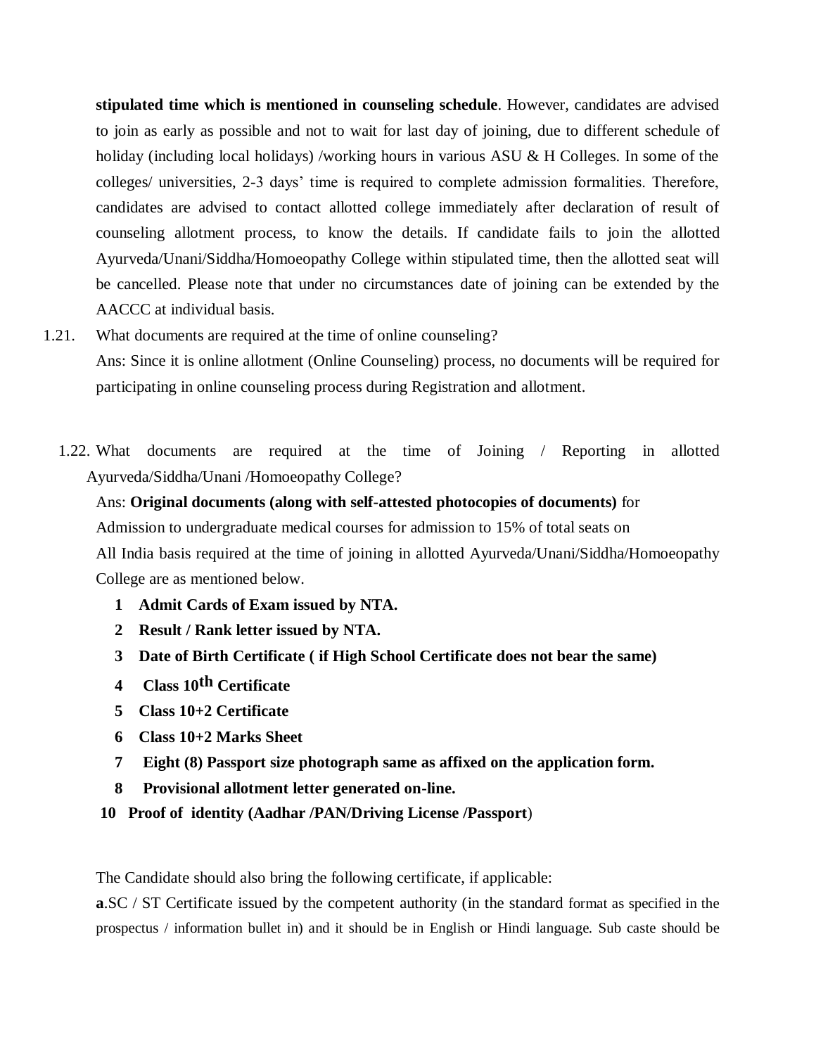**stipulated time which is mentioned in counseling schedule**. However, candidates are advised to join as early as possible and not to wait for last day of joining, due to different schedule of holiday (including local holidays) /working hours in various ASU & H Colleges. In some of the colleges/ universities, 2-3 days' time is required to complete admission formalities. Therefore, candidates are advised to contact allotted college immediately after declaration of result of counseling allotment process, to know the details. If candidate fails to join the allotted Ayurveda/Unani/Siddha/Homoeopathy College within stipulated time, then the allotted seat will be cancelled. Please note that under no circumstances date of joining can be extended by the AACCC at individual basis.

1.21. What documents are required at the time of online counseling?

Ans: Since it is online allotment (Online Counseling) process, no documents will be required for participating in online counseling process during Registration and allotment.

1.22. What documents are required at the time of Joining / Reporting in allotted Ayurveda/Siddha/Unani /Homoeopathy College?

Ans: **Original documents (along with self-attested photocopies of documents)** for Admission to undergraduate medical courses for admission to 15% of total seats on All India basis required at the time of joining in allotted Ayurveda/Unani/Siddha/Homoeopathy College are as mentioned below.

1 **Admit Cards of Exam issued by NTA.**
2 **Result / Rank letter issued by NTA.**
3 **Date of Birth Certificate ( if High School Certificate does not bear the same)**
4 **Class 10th Certificate**
5 **Class 10+2 Certificate**
6 **Class 10+2 Marks Sheet**
7 **Eight (8) Passport size photograph same as affixed on the application form.**
8 **Provisional allotment letter generated on-line.**
10 **Proof of identity (Aadhar /PAN/Driving License /Passport**)

The Candidate should also bring the following certificate, if applicable:

**a**.SC / ST Certificate issued by the competent authority (in the standard format as specified in the prospectus / information bullet in) and it should be in English or Hindi language. Sub caste should be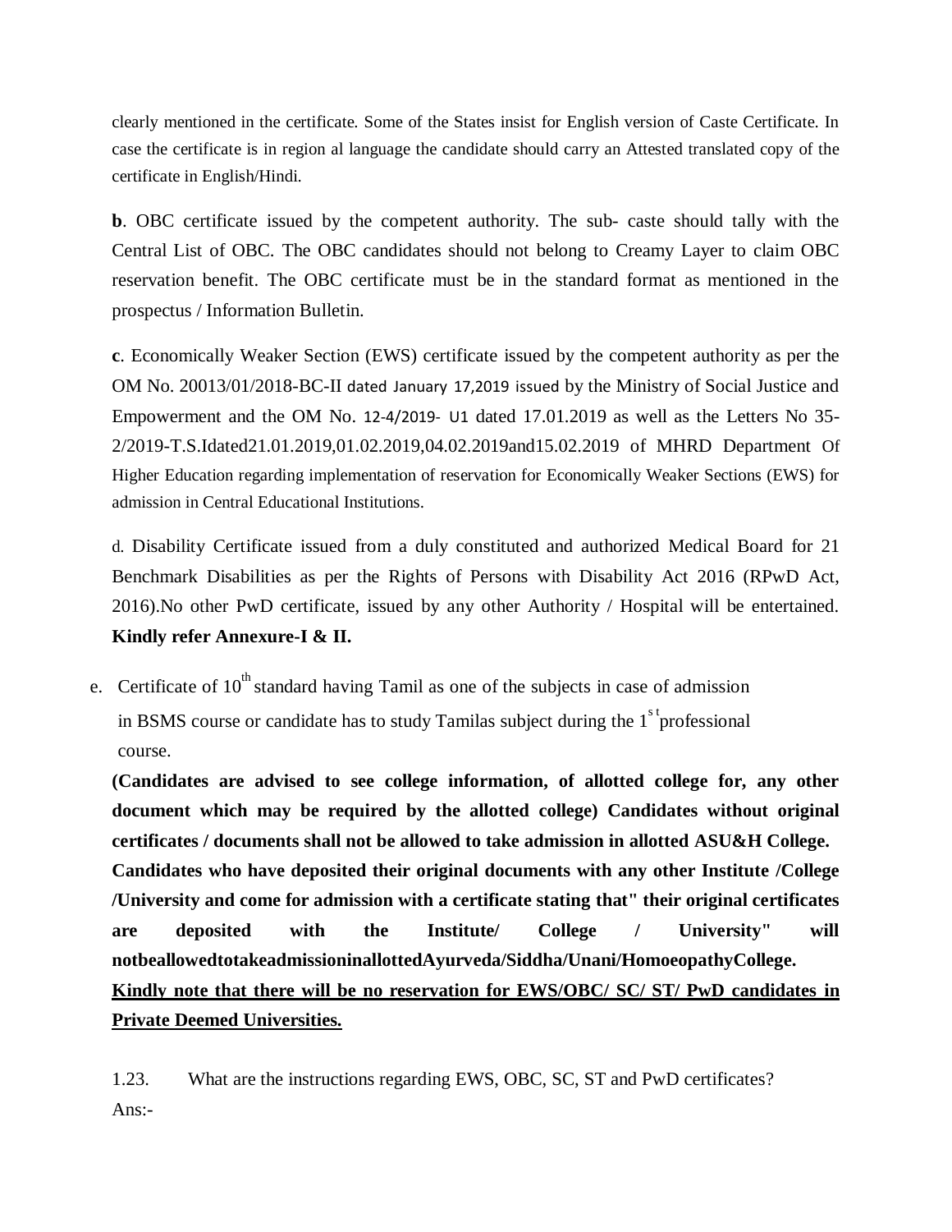clearly mentioned in the certificate. Some of the States insist for English version of Caste Certificate. In case the certificate is in region al language the candidate should carry an Attested translated copy of the certificate in English/Hindi.

**b**. OBC certificate issued by the competent authority. The sub- caste should tally with the Central List of OBC. The OBC candidates should not belong to Creamy Layer to claim OBC reservation benefit. The OBC certificate must be in the standard format as mentioned in the prospectus / Information Bulletin.

**c**. Economically Weaker Section (EWS) certificate issued by the competent authority as per the OM No. 20013/01/2018-BC-II dated January 17,2019 issued by the Ministry of Social Justice and Empowerment and the OM No. 12-4/2019- U1 dated 17.01.2019 as well as the Letters No 35-2/2019-T.S.Idated21.01.2019,01.02.2019,04.02.2019and15.02.2019 of MHRD Department Of Higher Education regarding implementation of reservation for Economically Weaker Sections (EWS) for admission in Central Educational Institutions.

d. Disability Certificate issued from a duly constituted and authorized Medical Board for 21 Benchmark Disabilities as per the Rights of Persons with Disability Act 2016 (RPwD Act, 2016).No other PwD certificate, issued by any other Authority / Hospital will be entertained. **Kindly refer Annexure-I & II.**

e. Certificate of 10th standard having Tamil as one of the subjects in case of admission in BSMS course or candidate has to study Tamilas subject during the 1st professional course.

**(Candidates are advised to see college information, of allotted college for, any other document which may be required by the allotted college) Candidates without original certificates / documents shall not be allowed to take admission in allotted ASU&H College. Candidates who have deposited their original documents with any other Institute /College /University and come for admission with a certificate stating that" their original certificates are deposited with the Institute/ College / University" will notbeallowedtotakeadmissioninallottedAyurveda/Siddha/Unani/HomoeopathyCollege.**

**<u>Kindly note that there will be no reservation for EWS/OBC/ SC/ ST/ PwD candidates in Private Deemed Universities.</u>**

1.23. What are the instructions regarding EWS, OBC, SC, ST and PwD certificates?

Ans:-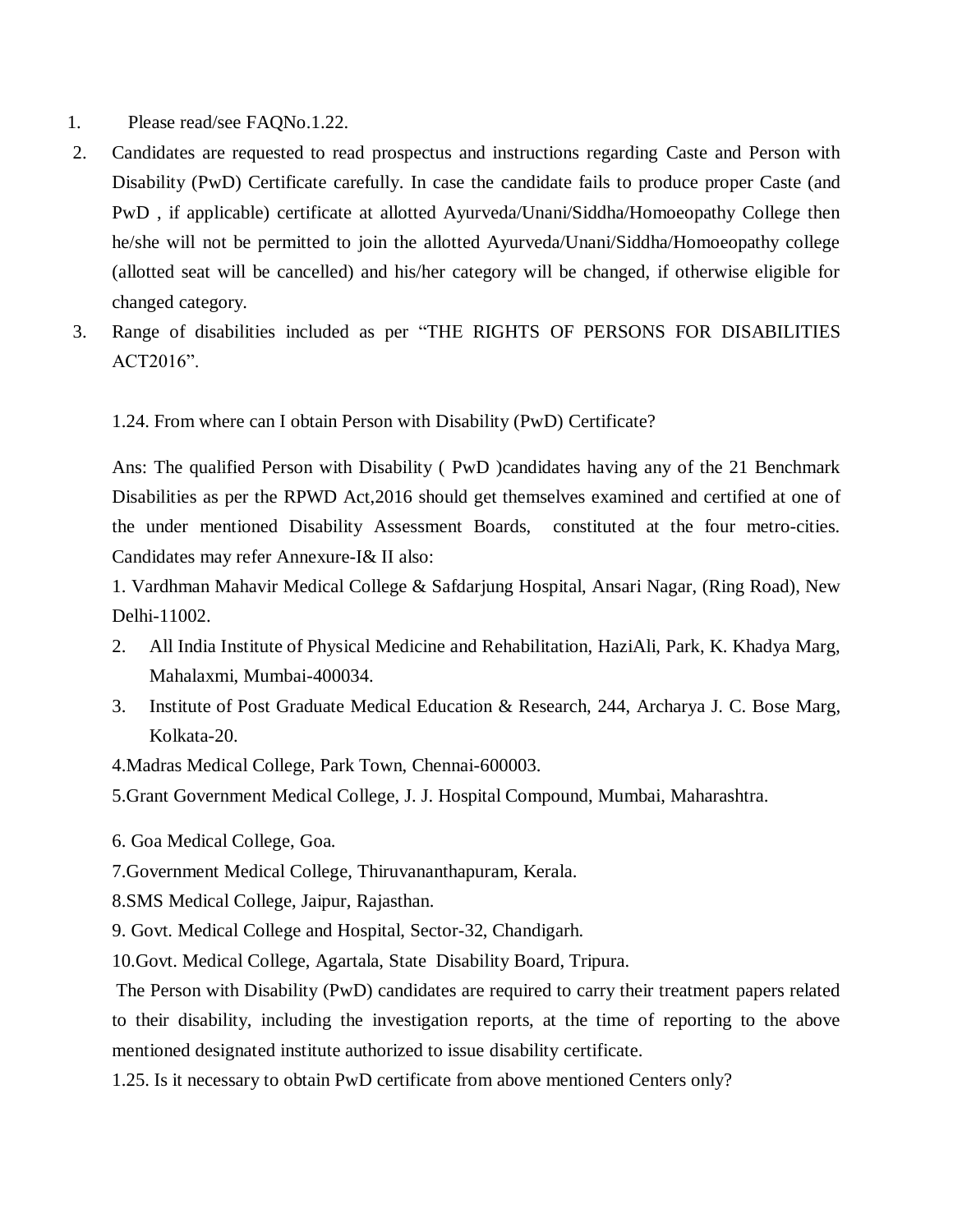1. Please read/see FAQNo.1.22.
2. Candidates are requested to read prospectus and instructions regarding Caste and Person with Disability (PwD) Certificate carefully. In case the candidate fails to produce proper Caste (and PwD , if applicable) certificate at allotted Ayurveda/Unani/Siddha/Homoeopathy College then he/she will not be permitted to join the allotted Ayurveda/Unani/Siddha/Homoeopathy college (allotted seat will be cancelled) and his/her category will be changed, if otherwise eligible for changed category.
3. Range of disabilities included as per "THE RIGHTS OF PERSONS FOR DISABILITIES ACT2016".

1.24. From where can I obtain Person with Disability (PwD) Certificate?

Ans: The qualified Person with Disability ( PwD )candidates having any of the 21 Benchmark Disabilities as per the RPWD Act,2016 should get themselves examined and certified at one of the under mentioned Disability Assessment Boards, constituted at the four metro-cities. Candidates may refer Annexure-I& II also:

1. Vardhman Mahavir Medical College & Safdarjung Hospital, Ansari Nagar, (Ring Road), New Delhi-11002.
2. All India Institute of Physical Medicine and Rehabilitation, HaziAli, Park, K. Khadya Marg, Mahalaxmi, Mumbai-400034.
3. Institute of Post Graduate Medical Education & Research, 244, Archarya J. C. Bose Marg, Kolkata-20.
4. Madras Medical College, Park Town, Chennai-600003.
5. Grant Government Medical College, J. J. Hospital Compound, Mumbai, Maharashtra.
6. Goa Medical College, Goa.
7. Government Medical College, Thiruvananthapuram, Kerala.
8. SMS Medical College, Jaipur, Rajasthan.
9. Govt. Medical College and Hospital, Sector-32, Chandigarh.
10. Govt. Medical College, Agartala, State Disability Board, Tripura.

The Person with Disability (PwD) candidates are required to carry their treatment papers related to their disability, including the investigation reports, at the time of reporting to the above mentioned designated institute authorized to issue disability certificate.

1.25. Is it necessary to obtain PwD certificate from above mentioned Centers only?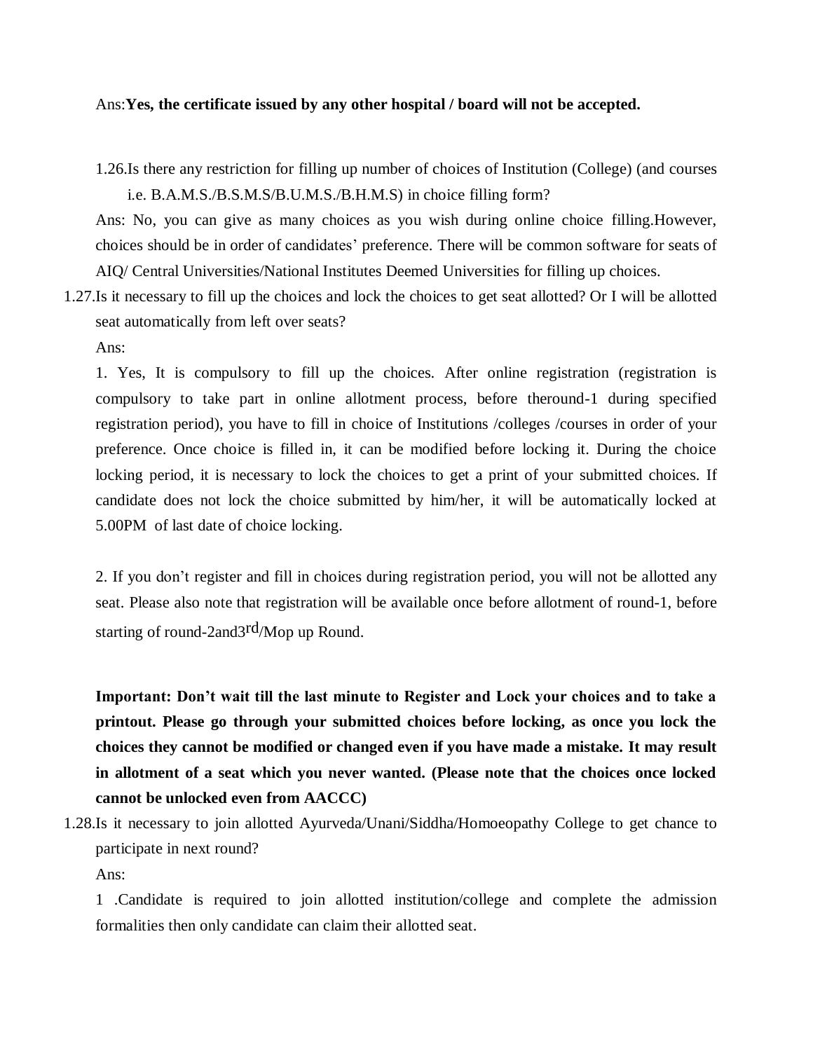Ans:**Yes, the certificate issued by any other hospital / board will not be accepted.**

1.26.Is there any restriction for filling up number of choices of Institution (College) (and courses i.e. B.A.M.S./B.S.M.S/B.U.M.S./B.H.M.S) in choice filling form?

Ans: No, you can give as many choices as you wish during online choice filling.However, choices should be in order of candidates' preference. There will be common software for seats of AIQ/ Central Universities/National Institutes Deemed Universities for filling up choices.

1.27.Is it necessary to fill up the choices and lock the choices to get seat allotted? Or I will be allotted seat automatically from left over seats?

Ans:

1. Yes, It is compulsory to fill up the choices. After online registration (registration is compulsory to take part in online allotment process, before theround-1 during specified registration period), you have to fill in choice of Institutions /colleges /courses in order of your preference. Once choice is filled in, it can be modified before locking it. During the choice locking period, it is necessary to lock the choices to get a print of your submitted choices. If candidate does not lock the choice submitted by him/her, it will be automatically locked at 5.00PM of last date of choice locking.

2. If you don't register and fill in choices during registration period, you will not be allotted any seat. Please also note that registration will be available once before allotment of round-1, before starting of round-2and3rd/Mop up Round.

**Important: Don't wait till the last minute to Register and Lock your choices and to take a printout. Please go through your submitted choices before locking, as once you lock the choices they cannot be modified or changed even if you have made a mistake. It may result in allotment of a seat which you never wanted. (Please note that the choices once locked cannot be unlocked even from AACCC)**

1.28.Is it necessary to join allotted Ayurveda/Unani/Siddha/Homoeopathy College to get chance to participate in next round?

Ans:

1 .Candidate is required to join allotted institution/college and complete the admission formalities then only candidate can claim their allotted seat.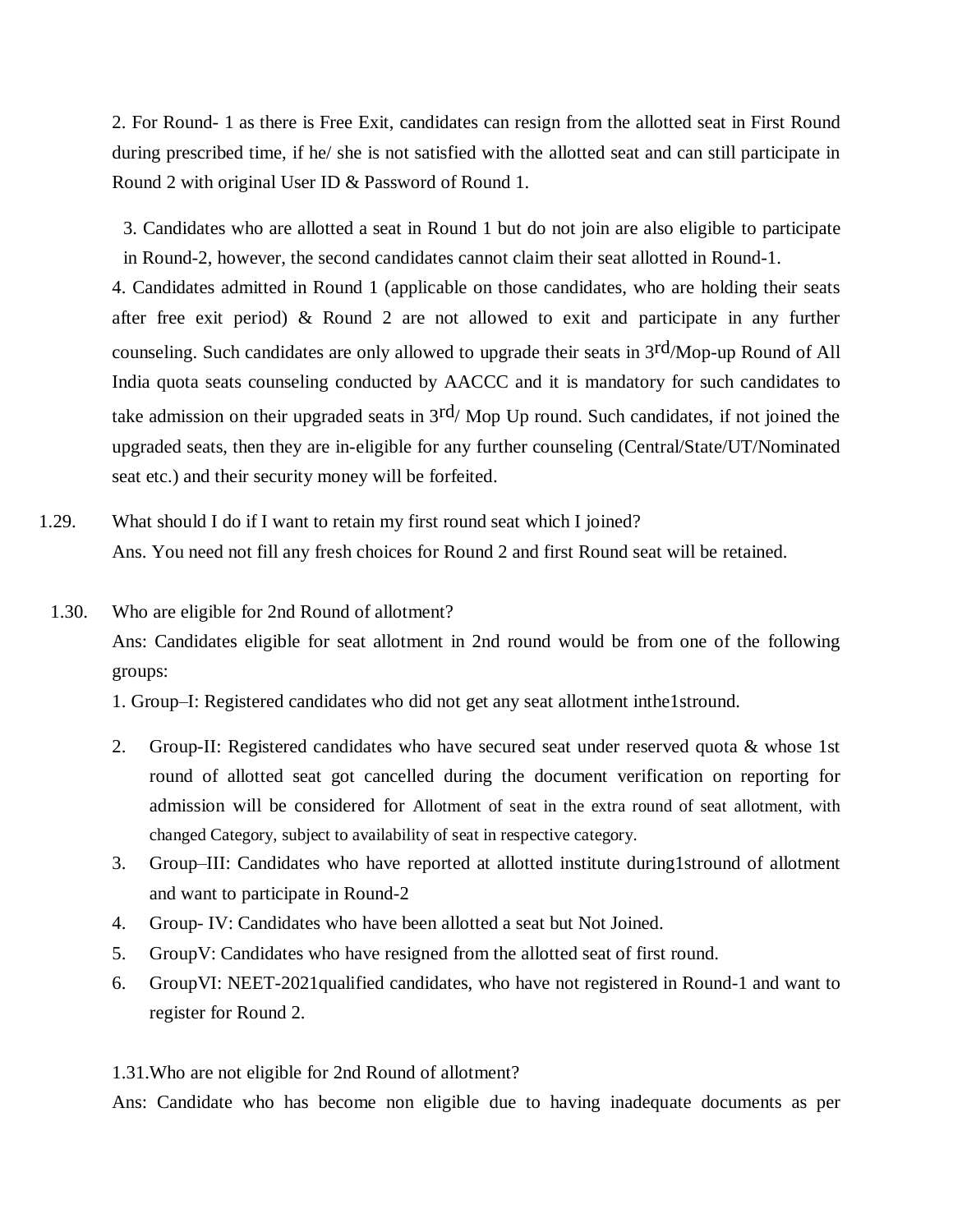2. For Round- 1 as there is Free Exit, candidates can resign from the allotted seat in First Round during prescribed time, if he/ she is not satisfied with the allotted seat and can still participate in Round 2 with original User ID & Password of Round 1.

3. Candidates who are allotted a seat in Round 1 but do not join are also eligible to participate in Round-2, however, the second candidates cannot claim their seat allotted in Round-1.

4. Candidates admitted in Round 1 (applicable on those candidates, who are holding their seats after free exit period) & Round 2 are not allowed to exit and participate in any further counseling. Such candidates are only allowed to upgrade their seats in 3rd/Mop-up Round of All India quota seats counseling conducted by AACCC and it is mandatory for such candidates to take admission on their upgraded seats in 3rd/ Mop Up round. Such candidates, if not joined the upgraded seats, then they are in-eligible for any further counseling (Central/State/UT/Nominated seat etc.) and their security money will be forfeited.

1.29. What should I do if I want to retain my first round seat which I joined?

Ans. You need not fill any fresh choices for Round 2 and first Round seat will be retained.

1.30. Who are eligible for 2nd Round of allotment?

Ans: Candidates eligible for seat allotment in 2nd round would be from one of the following groups:

1. Group–I: Registered candidates who did not get any seat allotment inthe1stround.
2. Group-II: Registered candidates who have secured seat under reserved quota & whose 1st round of allotted seat got cancelled during the document verification on reporting for admission will be considered for Allotment of seat in the extra round of seat allotment, with changed Category, subject to availability of seat in respective category.
3. Group–III: Candidates who have reported at allotted institute during1stround of allotment and want to participate in Round-2
4. Group- IV: Candidates who have been allotted a seat but Not Joined.
5. GroupV: Candidates who have resigned from the allotted seat of first round.
6. GroupVI: NEET-2021qualified candidates, who have not registered in Round-1 and want to register for Round 2.

1.31.Who are not eligible for 2nd Round of allotment?

Ans: Candidate who has become non eligible due to having inadequate documents as per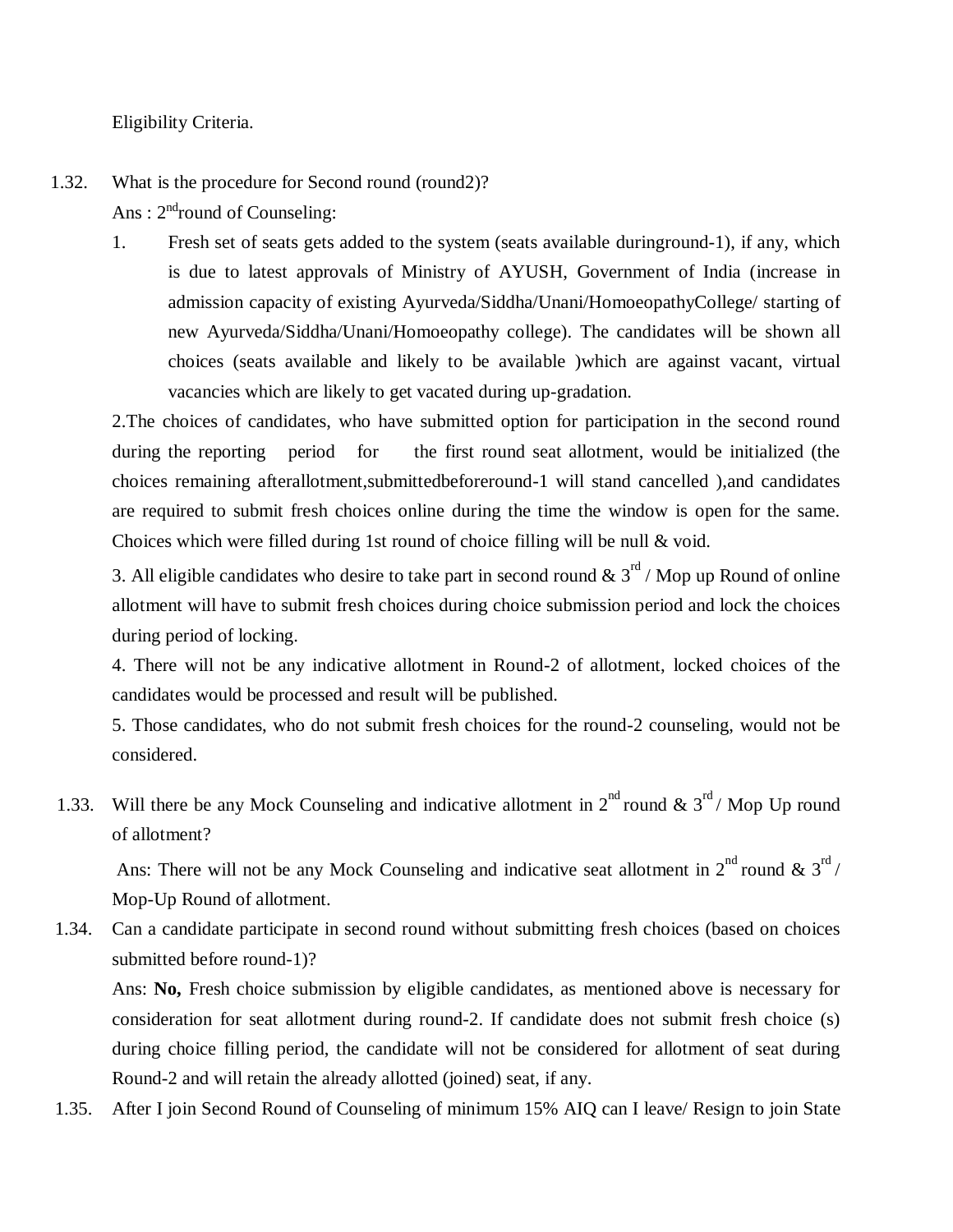Eligibility Criteria.

1.32. What is the procedure for Second round (round2)?

Ans : 2nd round of Counseling:

1. Fresh set of seats gets added to the system (seats available duringround-1), if any, which is due to latest approvals of Ministry of AYUSH, Government of India (increase in admission capacity of existing Ayurveda/Siddha/Unani/HomoeopathyCollege/ starting of new Ayurveda/Siddha/Unani/Homoeopathy college). The candidates will be shown all choices (seats available and likely to be available )which are against vacant, virtual vacancies which are likely to get vacated during up-gradation.

2.The choices of candidates, who have submitted option for participation in the second round during the reporting period for the first round seat allotment, would be initialized (the choices remaining afterallotment,submittedbeforeround-1 will stand cancelled ),and candidates are required to submit fresh choices online during the time the window is open for the same. Choices which were filled during 1st round of choice filling will be null & void.

3. All eligible candidates who desire to take part in second round & 3rd / Mop up Round of online allotment will have to submit fresh choices during choice submission period and lock the choices during period of locking.

4. There will not be any indicative allotment in Round-2 of allotment, locked choices of the candidates would be processed and result will be published.

5. Those candidates, who do not submit fresh choices for the round-2 counseling, would not be considered.

1.33. Will there be any Mock Counseling and indicative allotment in 2nd round & 3rd / Mop Up round of allotment?

Ans: There will not be any Mock Counseling and indicative seat allotment in 2nd round & 3rd / Mop-Up Round of allotment.

1.34. Can a candidate participate in second round without submitting fresh choices (based on choices submitted before round-1)?

Ans: **No,** Fresh choice submission by eligible candidates, as mentioned above is necessary for consideration for seat allotment during round-2. If candidate does not submit fresh choice (s) during choice filling period, the candidate will not be considered for allotment of seat during Round-2 and will retain the already allotted (joined) seat, if any.

1.35. After I join Second Round of Counseling of minimum 15% AIQ can I leave/ Resign to join State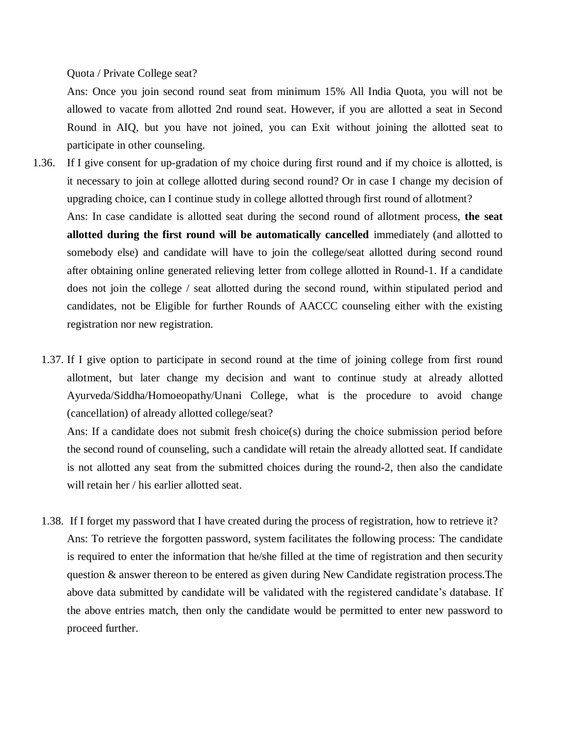Quota / Private College seat?

Ans: Once you join second round seat from minimum 15% All India Quota, you will not be allowed to vacate from allotted 2nd round seat. However, if you are allotted a seat in Second Round in AIQ, but you have not joined, you can Exit without joining the allotted seat to participate in other counseling.

1.36. If I give consent for up-gradation of my choice during first round and if my choice is allotted, is it necessary to join at college allotted during second round? Or in case I change my decision of upgrading choice, can I continue study in college allotted through first round of allotment?

Ans: In case candidate is allotted seat during the second round of allotment process, **the seat allotted during the first round will be automatically cancelled** immediately (and allotted to somebody else) and candidate will have to join the college/seat allotted during second round after obtaining online generated relieving letter from college allotted in Round-1. If a candidate does not join the college / seat allotted during the second round, within stipulated period and candidates, not be Eligible for further Rounds of AACCC counseling either with the existing registration nor new registration.

1.37. If I give option to participate in second round at the time of joining college from first round allotment, but later change my decision and want to continue study at already allotted Ayurveda/Siddha/Homoeopathy/Unani College, what is the procedure to avoid change (cancellation) of already allotted college/seat?

Ans: If a candidate does not submit fresh choice(s) during the choice submission period before the second round of counseling, such a candidate will retain the already allotted seat. If candidate is not allotted any seat from the submitted choices during the round-2, then also the candidate will retain her / his earlier allotted seat.

1.38. If I forget my password that I have created during the process of registration, how to retrieve it?

Ans: To retrieve the forgotten password, system facilitates the following process: The candidate is required to enter the information that he/she filled at the time of registration and then security question & answer thereon to be entered as given during New Candidate registration process.The above data submitted by candidate will be validated with the registered candidate's database. If the above entries match, then only the candidate would be permitted to enter new password to proceed further.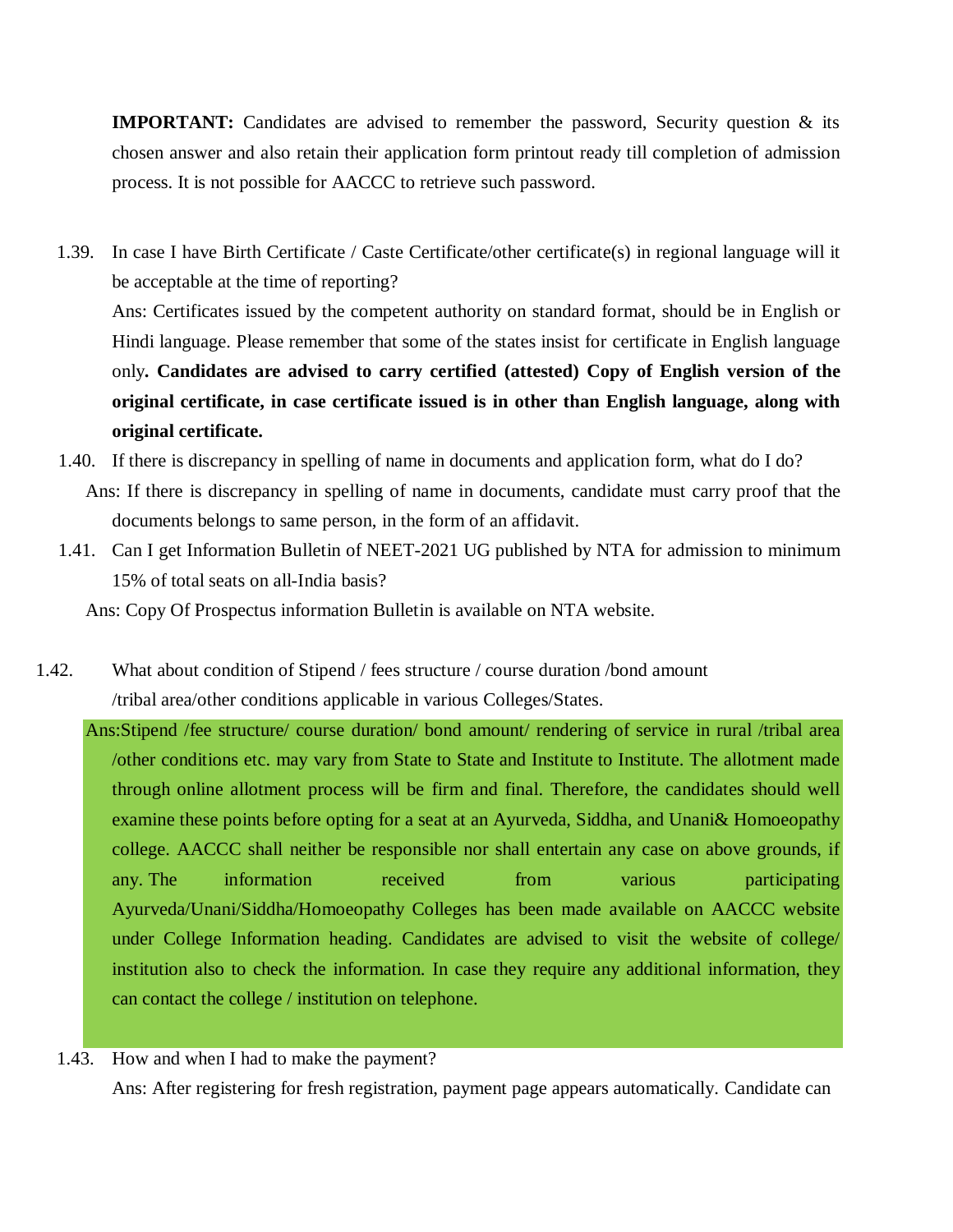**IMPORTANT:** Candidates are advised to remember the password, Security question & its chosen answer and also retain their application form printout ready till completion of admission process. It is not possible for AACCC to retrieve such password.

1.39. In case I have Birth Certificate / Caste Certificate/other certificate(s) in regional language will it be acceptable at the time of reporting?

Ans: Certificates issued by the competent authority on standard format, should be in English or Hindi language. Please remember that some of the states insist for certificate in English language only**. Candidates are advised to carry certified (attested) Copy of English version of the original certificate, in case certificate issued is in other than English language, along with original certificate.**

1.40. If there is discrepancy in spelling of name in documents and application form, what do I do?

Ans: If there is discrepancy in spelling of name in documents, candidate must carry proof that the documents belongs to same person, in the form of an affidavit.

1.41. Can I get Information Bulletin of NEET-2021 UG published by NTA for admission to minimum 15% of total seats on all-India basis?

Ans: Copy Of Prospectus information Bulletin is available on NTA website.

1.42. What about condition of Stipend / fees structure / course duration /bond amount /tribal area/other conditions applicable in various Colleges/States.

Ans:Stipend /fee structure/ course duration/ bond amount/ rendering of service in rural /tribal area /other conditions etc. may vary from State to State and Institute to Institute. The allotment made through online allotment process will be firm and final. Therefore, the candidates should well examine these points before opting for a seat at an Ayurveda, Siddha, and Unani& Homoeopathy college. AACCC shall neither be responsible nor shall entertain any case on above grounds, if any. The information received from various participating Ayurveda/Unani/Siddha/Homoeopathy Colleges has been made available on AACCC website under College Information heading. Candidates are advised to visit the website of college/ institution also to check the information. In case they require any additional information, they can contact the college / institution on telephone.

1.43. How and when I had to make the payment?

Ans: After registering for fresh registration, payment page appears automatically. Candidate can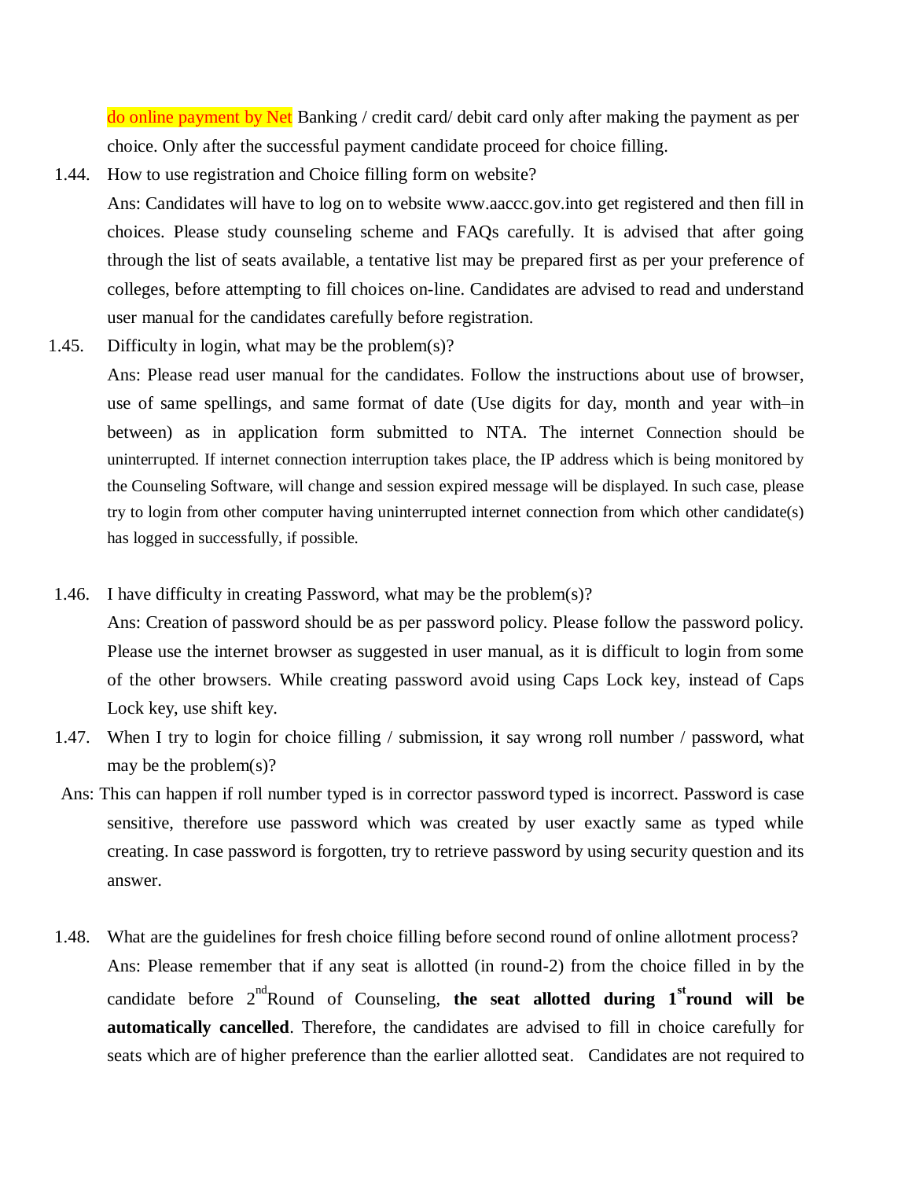do online payment by Net Banking / credit card/ debit card only after making the payment as per choice. Only after the successful payment candidate proceed for choice filling.

1.44. How to use registration and Choice filling form on website?

Ans: Candidates will have to log on to website www.aaccc.gov.into get registered and then fill in choices. Please study counseling scheme and FAQs carefully. It is advised that after going through the list of seats available, a tentative list may be prepared first as per your preference of colleges, before attempting to fill choices on-line. Candidates are advised to read and understand user manual for the candidates carefully before registration.

1.45. Difficulty in login, what may be the problem(s)?

Ans: Please read user manual for the candidates. Follow the instructions about use of browser, use of same spellings, and same format of date (Use digits for day, month and year with–in between) as in application form submitted to NTA. The internet Connection should be uninterrupted. If internet connection interruption takes place, the IP address which is being monitored by the Counseling Software, will change and session expired message will be displayed. In such case, please try to login from other computer having uninterrupted internet connection from which other candidate(s) has logged in successfully, if possible.

1.46. I have difficulty in creating Password, what may be the problem(s)?

Ans: Creation of password should be as per password policy. Please follow the password policy. Please use the internet browser as suggested in user manual, as it is difficult to login from some of the other browsers. While creating password avoid using Caps Lock key, instead of Caps Lock key, use shift key.

1.47. When I try to login for choice filling / submission, it say wrong roll number / password, what may be the problem(s)?

Ans: This can happen if roll number typed is in corrector password typed is incorrect. Password is case sensitive, therefore use password which was created by user exactly same as typed while creating. In case password is forgotten, try to retrieve password by using security question and its answer.

1.48. What are the guidelines for fresh choice filling before second round of online allotment process?

Ans: Please remember that if any seat is allotted (in round-2) from the choice filled in by the candidate before 2nd Round of Counseling, **the seat allotted during 1st round will be automatically cancelled**. Therefore, the candidates are advised to fill in choice carefully for seats which are of higher preference than the earlier allotted seat. Candidates are not required to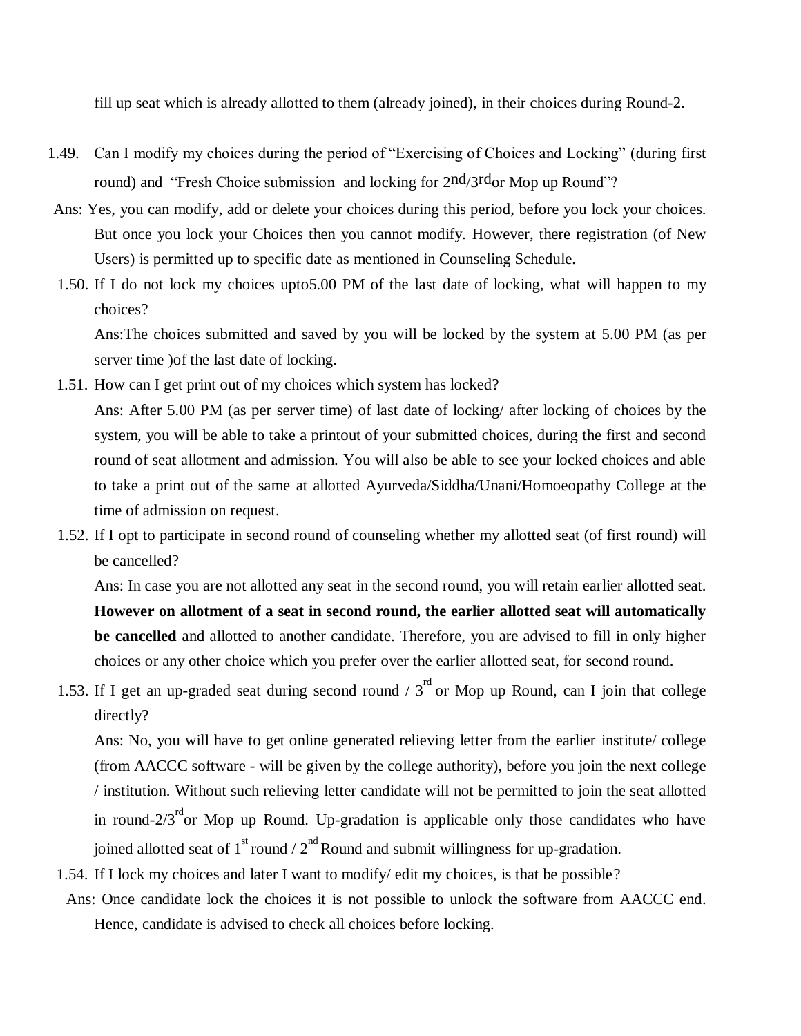fill up seat which is already allotted to them (already joined), in their choices during Round-2.

1.49. Can I modify my choices during the period of "Exercising of Choices and Locking" (during first round) and "Fresh Choice submission and locking for 2nd/3rd or Mop up Round"?

Ans: Yes, you can modify, add or delete your choices during this period, before you lock your choices. But once you lock your Choices then you cannot modify. However, there registration (of New Users) is permitted up to specific date as mentioned in Counseling Schedule.

1.50. If I do not lock my choices upto5.00 PM of the last date of locking, what will happen to my choices?

Ans:The choices submitted and saved by you will be locked by the system at 5.00 PM (as per server time )of the last date of locking.

1.51. How can I get print out of my choices which system has locked?

Ans: After 5.00 PM (as per server time) of last date of locking/ after locking of choices by the system, you will be able to take a printout of your submitted choices, during the first and second round of seat allotment and admission. You will also be able to see your locked choices and able to take a print out of the same at allotted Ayurveda/Siddha/Unani/Homoeopathy College at the time of admission on request.

1.52. If I opt to participate in second round of counseling whether my allotted seat (of first round) will be cancelled?

Ans: In case you are not allotted any seat in the second round, you will retain earlier allotted seat. **However on allotment of a seat in second round, the earlier allotted seat will automatically be cancelled** and allotted to another candidate. Therefore, you are advised to fill in only higher choices or any other choice which you prefer over the earlier allotted seat, for second round.

1.53. If I get an up-graded seat during second round / 3rd or Mop up Round, can I join that college directly?

Ans: No, you will have to get online generated relieving letter from the earlier institute/ college (from AACCC software - will be given by the college authority), before you join the next college / institution. Without such relieving letter candidate will not be permitted to join the seat allotted in round-2/3rd or Mop up Round. Up-gradation is applicable only those candidates who have joined allotted seat of 1st round / 2nd Round and submit willingness for up-gradation.

1.54. If I lock my choices and later I want to modify/ edit my choices, is that be possible?

Ans: Once candidate lock the choices it is not possible to unlock the software from AACCC end. Hence, candidate is advised to check all choices before locking.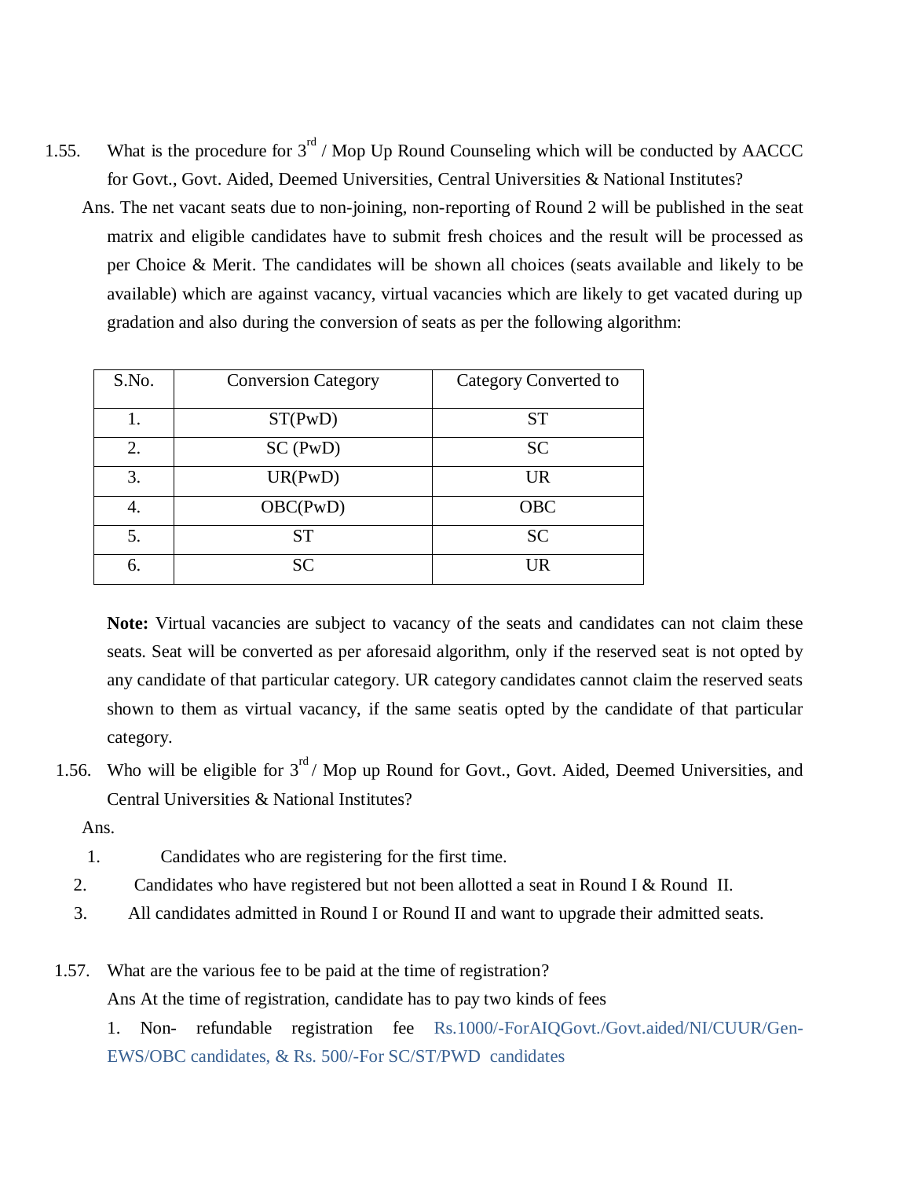1.55. What is the procedure for 3rd / Mop Up Round Counseling which will be conducted by AACCC for Govt., Govt. Aided, Deemed Universities, Central Universities & National Institutes?

Ans. The net vacant seats due to non-joining, non-reporting of Round 2 will be published in the seat matrix and eligible candidates have to submit fresh choices and the result will be processed as per Choice & Merit. The candidates will be shown all choices (seats available and likely to be available) which are against vacancy, virtual vacancies which are likely to get vacated during up gradation and also during the conversion of seats as per the following algorithm:

| S.No. | Conversion Category | Category Converted to |
|---|---|---|
| 1. | ST(PwD) | ST |
| 2. | SC (PwD) | SC |
| 3. | UR(PwD) | UR |
| 4. | OBC(PwD) | OBC |
| 5. | ST | SC |
| 6. | SC | UR |

**Note:** Virtual vacancies are subject to vacancy of the seats and candidates can not claim these seats. Seat will be converted as per aforesaid algorithm, only if the reserved seat is not opted by any candidate of that particular category. UR category candidates cannot claim the reserved seats shown to them as virtual vacancy, if the same seatis opted by the candidate of that particular category.

1.56. Who will be eligible for 3rd / Mop up Round for Govt., Govt. Aided, Deemed Universities, and Central Universities & National Institutes?

Ans.

1. Candidates who are registering for the first time.
2. Candidates who have registered but not been allotted a seat in Round I & Round II.
3. All candidates admitted in Round I or Round II and want to upgrade their admitted seats.

1.57. What are the various fee to be paid at the time of registration?

Ans At the time of registration, candidate has to pay two kinds of fees

1. Non- refundable registration fee Rs.1000/-ForAIQGovt./Govt.aided/NI/CUUR/Gen-EWS/OBC candidates, & Rs. 500/-For SC/ST/PWD candidates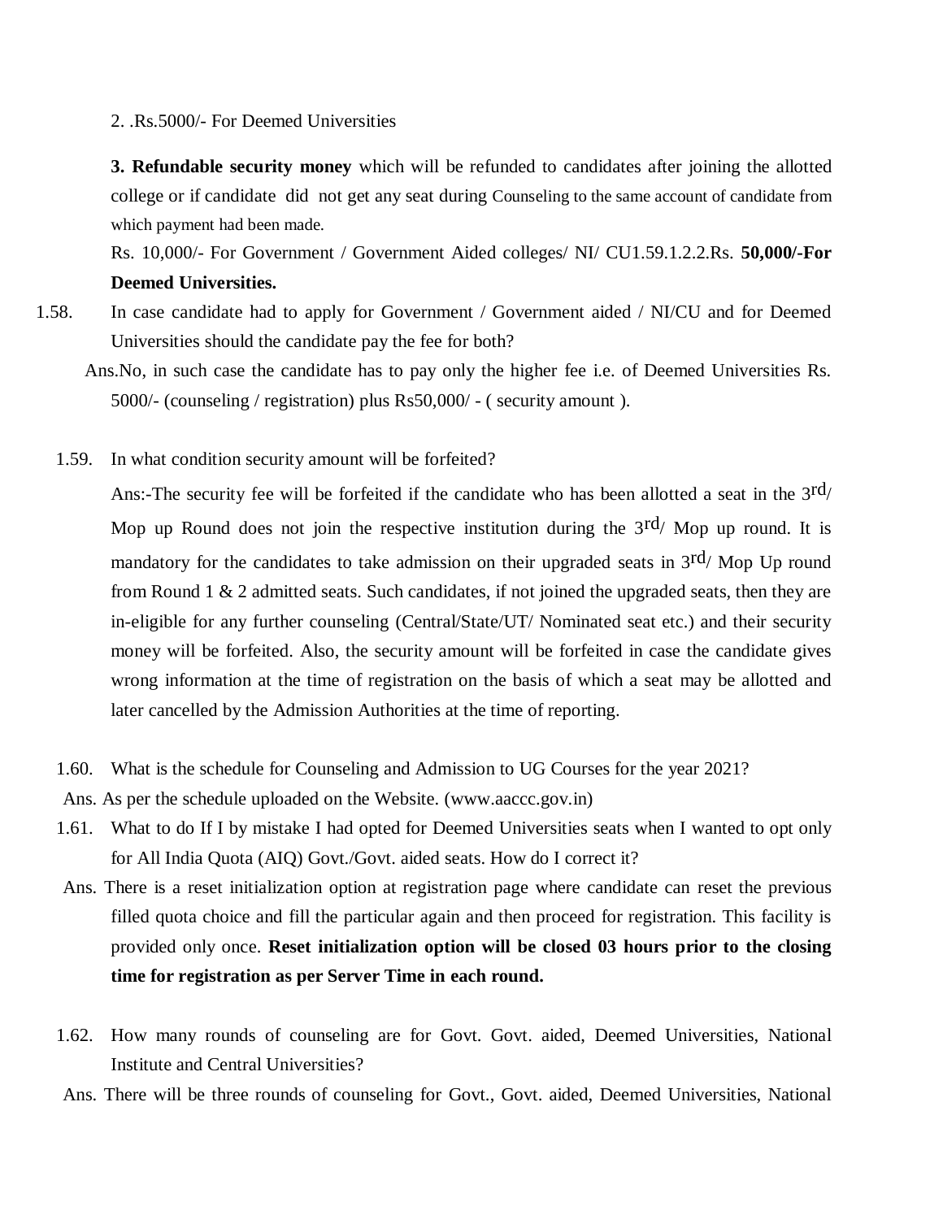2. .Rs.5000/- For Deemed Universities

**3. Refundable security money** which will be refunded to candidates after joining the allotted college or if candidate did not get any seat during Counseling to the same account of candidate from which payment had been made.

Rs. 10,000/- For Government / Government Aided colleges/ NI/ CU1.59.1.2.2.Rs. **50,000/-For Deemed Universities.**

1.58. In case candidate had to apply for Government / Government aided / NI/CU and for Deemed Universities should the candidate pay the fee for both?

Ans.No, in such case the candidate has to pay only the higher fee i.e. of Deemed Universities Rs. 5000/- (counseling / registration) plus Rs50,000/ - ( security amount ).

1.59. In what condition security amount will be forfeited?

Ans:-The security fee will be forfeited if the candidate who has been allotted a seat in the 3rd/ Mop up Round does not join the respective institution during the 3rd/ Mop up round. It is mandatory for the candidates to take admission on their upgraded seats in 3rd/ Mop Up round from Round 1 & 2 admitted seats. Such candidates, if not joined the upgraded seats, then they are in-eligible for any further counseling (Central/State/UT/ Nominated seat etc.) and their security money will be forfeited. Also, the security amount will be forfeited in case the candidate gives wrong information at the time of registration on the basis of which a seat may be allotted and later cancelled by the Admission Authorities at the time of reporting.

1.60. What is the schedule for Counseling and Admission to UG Courses for the year 2021?

Ans. As per the schedule uploaded on the Website. (www.aaccc.gov.in)

1.61. What to do If I by mistake I had opted for Deemed Universities seats when I wanted to opt only for All India Quota (AIQ) Govt./Govt. aided seats. How do I correct it?

Ans. There is a reset initialization option at registration page where candidate can reset the previous filled quota choice and fill the particular again and then proceed for registration. This facility is provided only once. **Reset initialization option will be closed 03 hours prior to the closing time for registration as per Server Time in each round.**

1.62. How many rounds of counseling are for Govt. Govt. aided, Deemed Universities, National Institute and Central Universities?

Ans. There will be three rounds of counseling for Govt., Govt. aided, Deemed Universities, National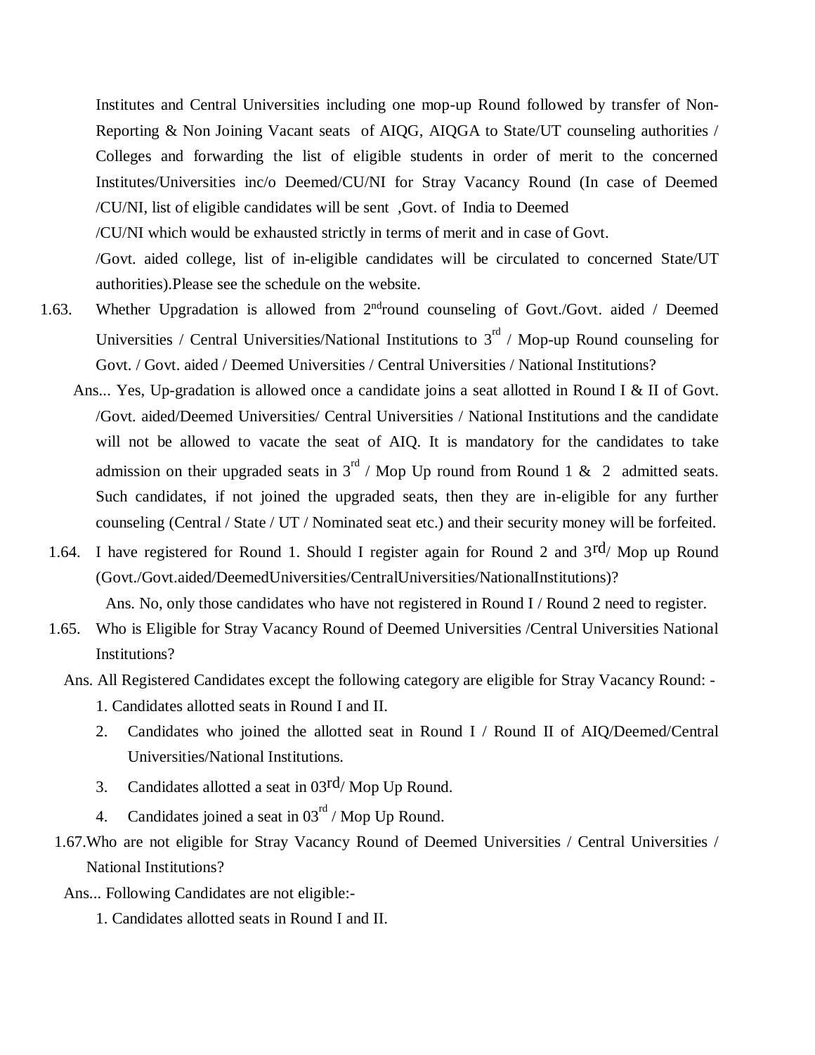Institutes and Central Universities including one mop-up Round followed by transfer of Non-Reporting & Non Joining Vacant seats of AIQG, AIQGA to State/UT counseling authorities / Colleges and forwarding the list of eligible students in order of merit to the concerned Institutes/Universities inc/o Deemed/CU/NI for Stray Vacancy Round (In case of Deemed /CU/NI, list of eligible candidates will be sent ,Govt. of India to Deemed /CU/NI which would be exhausted strictly in terms of merit and in case of Govt. /Govt. aided college, list of in-eligible candidates will be circulated to concerned State/UT authorities).Please see the schedule on the website.

1.63. Whether Upgradation is allowed from 2nd round counseling of Govt./Govt. aided / Deemed Universities / Central Universities/National Institutions to 3rd / Mop-up Round counseling for Govt. / Govt. aided / Deemed Universities / Central Universities / National Institutions?

Ans... Yes, Up-gradation is allowed once a candidate joins a seat allotted in Round I & II of Govt. /Govt. aided/Deemed Universities/ Central Universities / National Institutions and the candidate will not be allowed to vacate the seat of AIQ. It is mandatory for the candidates to take admission on their upgraded seats in 3rd / Mop Up round from Round 1 & 2 admitted seats. Such candidates, if not joined the upgraded seats, then they are in-eligible for any further counseling (Central / State / UT / Nominated seat etc.) and their security money will be forfeited.

1.64. I have registered for Round 1. Should I register again for Round 2 and 3rd/ Mop up Round (Govt./Govt.aided/DeemedUniversities/CentralUniversities/NationalInstitutions)?

Ans. No, only those candidates who have not registered in Round I / Round 2 need to register.

1.65. Who is Eligible for Stray Vacancy Round of Deemed Universities /Central Universities National Institutions?

Ans. All Registered Candidates except the following category are eligible for Stray Vacancy Round: -

1. Candidates allotted seats in Round I and II.
2. Candidates who joined the allotted seat in Round I / Round II of AIQ/Deemed/Central Universities/National Institutions.
3. Candidates allotted a seat in 03rd/ Mop Up Round.
4. Candidates joined a seat in 03rd / Mop Up Round.

1.67. Who are not eligible for Stray Vacancy Round of Deemed Universities / Central Universities / National Institutions?

Ans... Following Candidates are not eligible:-

1. Candidates allotted seats in Round I and II.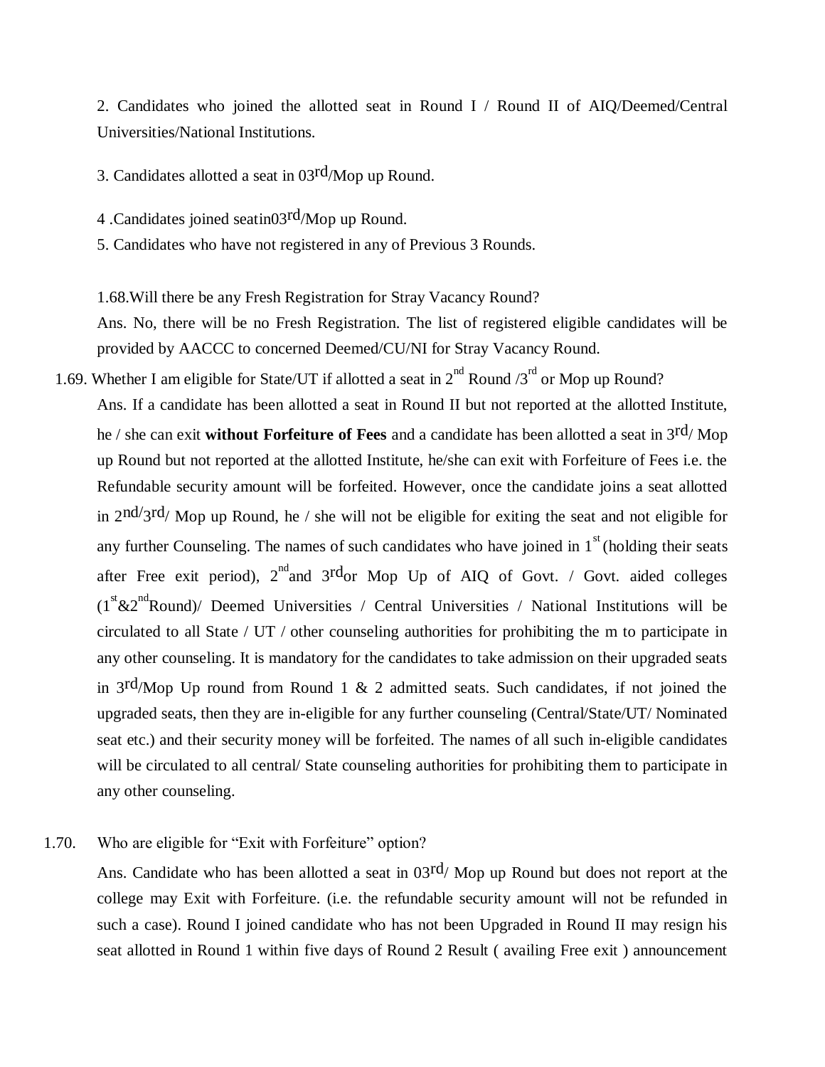2. Candidates who joined the allotted seat in Round I / Round II of AIQ/Deemed/Central Universities/National Institutions.

3. Candidates allotted a seat in 03rd/Mop up Round.

4 .Candidates joined seatin03rd/Mop up Round.

5. Candidates who have not registered in any of Previous 3 Rounds.

1.68.Will there be any Fresh Registration for Stray Vacancy Round?

Ans. No, there will be no Fresh Registration. The list of registered eligible candidates will be provided by AACCC to concerned Deemed/CU/NI for Stray Vacancy Round.

1.69. Whether I am eligible for State/UT if allotted a seat in 2nd Round /3rd or Mop up Round?

Ans. If a candidate has been allotted a seat in Round II but not reported at the allotted Institute, he / she can exit **without Forfeiture of Fees** and a candidate has been allotted a seat in 3rd/ Mop up Round but not reported at the allotted Institute, he/she can exit with Forfeiture of Fees i.e. the Refundable security amount will be forfeited. However, once the candidate joins a seat allotted in 2nd/3rd/ Mop up Round, he / she will not be eligible for exiting the seat and not eligible for any further Counseling. The names of such candidates who have joined in 1st (holding their seats after Free exit period), 2nd and 3rd or Mop Up of AIQ of Govt. / Govt. aided colleges (1st&2nd Round)/ Deemed Universities / Central Universities / National Institutions will be circulated to all State / UT / other counseling authorities for prohibiting the m to participate in any other counseling. It is mandatory for the candidates to take admission on their upgraded seats in 3rd/Mop Up round from Round 1 & 2 admitted seats. Such candidates, if not joined the upgraded seats, then they are in-eligible for any further counseling (Central/State/UT/ Nominated seat etc.) and their security money will be forfeited. The names of all such in-eligible candidates will be circulated to all central/ State counseling authorities for prohibiting them to participate in any other counseling.

1.70. Who are eligible for "Exit with Forfeiture" option?

Ans. Candidate who has been allotted a seat in 03rd/ Mop up Round but does not report at the college may Exit with Forfeiture. (i.e. the refundable security amount will not be refunded in such a case). Round I joined candidate who has not been Upgraded in Round II may resign his seat allotted in Round 1 within five days of Round 2 Result ( availing Free exit ) announcement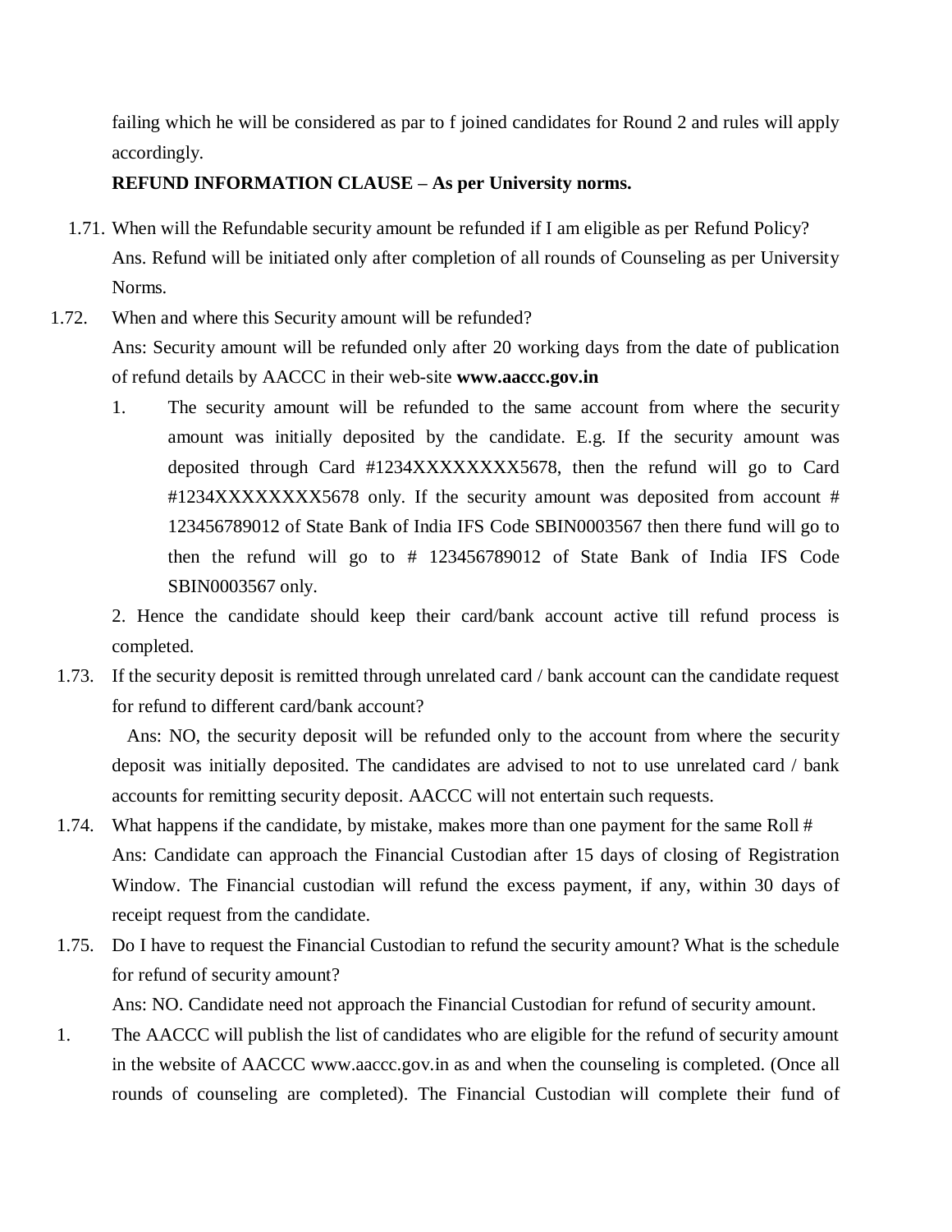failing which he will be considered as par to f joined candidates for Round 2 and rules will apply accordingly.

**REFUND INFORMATION CLAUSE – As per University norms.**

1.71. When will the Refundable security amount be refunded if I am eligible as per Refund Policy?
Ans. Refund will be initiated only after completion of all rounds of Counseling as per University Norms.

1.72. When and where this Security amount will be refunded?
Ans: Security amount will be refunded only after 20 working days from the date of publication of refund details by AACCC in their web-site **www.aaccc.gov.in**

1. The security amount will be refunded to the same account from where the security amount was initially deposited by the candidate. E.g. If the security amount was deposited through Card #1234XXXXXXXX5678, then the refund will go to Card #1234XXXXXXXX5678 only. If the security amount was deposited from account # 123456789012 of State Bank of India IFS Code SBIN0003567 then there fund will go to then the refund will go to # 123456789012 of State Bank of India IFS Code SBIN0003567 only.

2. Hence the candidate should keep their card/bank account active till refund process is completed.

1.73. If the security deposit is remitted through unrelated card / bank account can the candidate request for refund to different card/bank account?
Ans: NO, the security deposit will be refunded only to the account from where the security deposit was initially deposited. The candidates are advised to not to use unrelated card / bank accounts for remitting security deposit. AACCC will not entertain such requests.

1.74. What happens if the candidate, by mistake, makes more than one payment for the same Roll #
Ans: Candidate can approach the Financial Custodian after 15 days of closing of Registration Window. The Financial custodian will refund the excess payment, if any, within 30 days of receipt request from the candidate.

1.75. Do I have to request the Financial Custodian to refund the security amount? What is the schedule for refund of security amount?
Ans: NO. Candidate need not approach the Financial Custodian for refund of security amount.

1. The AACCC will publish the list of candidates who are eligible for the refund of security amount in the website of AACCC www.aaccc.gov.in as and when the counseling is completed. (Once all rounds of counseling are completed). The Financial Custodian will complete their fund of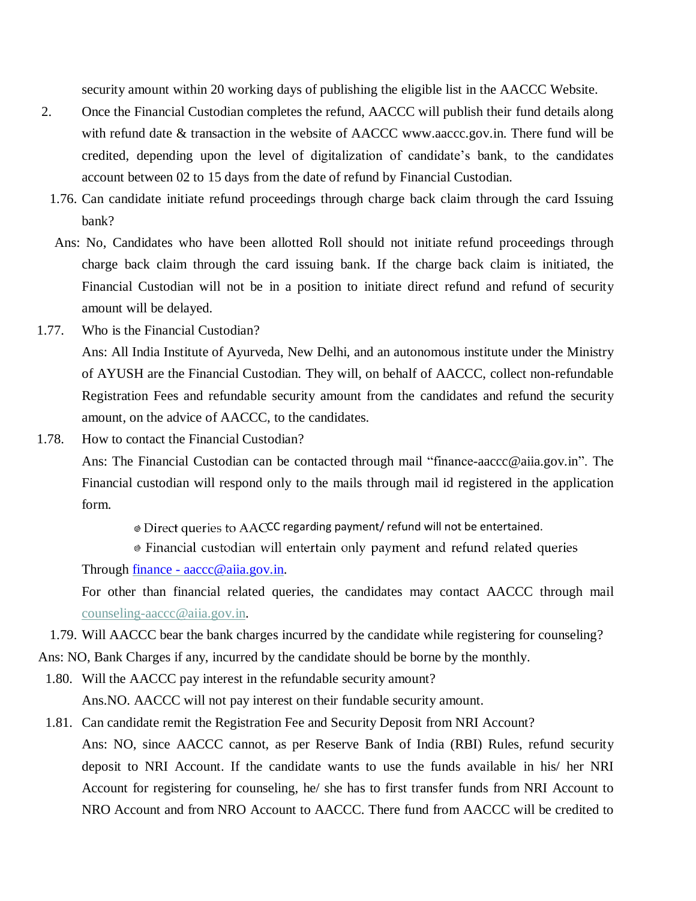security amount within 20 working days of publishing the eligible list in the AACCC Website.

2. Once the Financial Custodian completes the refund, AACCC will publish their fund details along with refund date & transaction in the website of AACCC www.aaccc.gov.in. There fund will be credited, depending upon the level of digitalization of candidate's bank, to the candidates account between 02 to 15 days from the date of refund by Financial Custodian.

1.76. Can candidate initiate refund proceedings through charge back claim through the card Issuing bank?

Ans: No, Candidates who have been allotted Roll should not initiate refund proceedings through charge back claim through the card issuing bank. If the charge back claim is initiated, the Financial Custodian will not be in a position to initiate direct refund and refund of security amount will be delayed.

1.77. Who is the Financial Custodian?

Ans: All India Institute of Ayurveda, New Delhi, and an autonomous institute under the Ministry of AYUSH are the Financial Custodian. They will, on behalf of AACCC, collect non-refundable Registration Fees and refundable security amount from the candidates and refund the security amount, on the advice of AACCC, to the candidates.

1.78. How to contact the Financial Custodian?

Ans: The Financial Custodian can be contacted through mail "finance-aaccc@aiia.gov.in". The Financial custodian will respond only to the mails through mail id registered in the application form.

- Direct queries to AACCC regarding payment/ refund will not be entertained.
- Financial custodian will entertain only payment and refund related queries

Through finance - aaccc@aiia.gov.in.

For other than financial related queries, the candidates may contact AACCC through mail counseling-aaccc@aiia.gov.in.

1.79. Will AACCC bear the bank charges incurred by the candidate while registering for counseling?

Ans: NO, Bank Charges if any, incurred by the candidate should be borne by the monthly.

1.80. Will the AACCC pay interest in the refundable security amount?

Ans.NO. AACCC will not pay interest on their fundable security amount.

1.81. Can candidate remit the Registration Fee and Security Deposit from NRI Account?

Ans: NO, since AACCC cannot, as per Reserve Bank of India (RBI) Rules, refund security deposit to NRI Account. If the candidate wants to use the funds available in his/ her NRI Account for registering for counseling, he/ she has to first transfer funds from NRI Account to NRO Account and from NRO Account to AACCC. There fund from AACCC will be credited to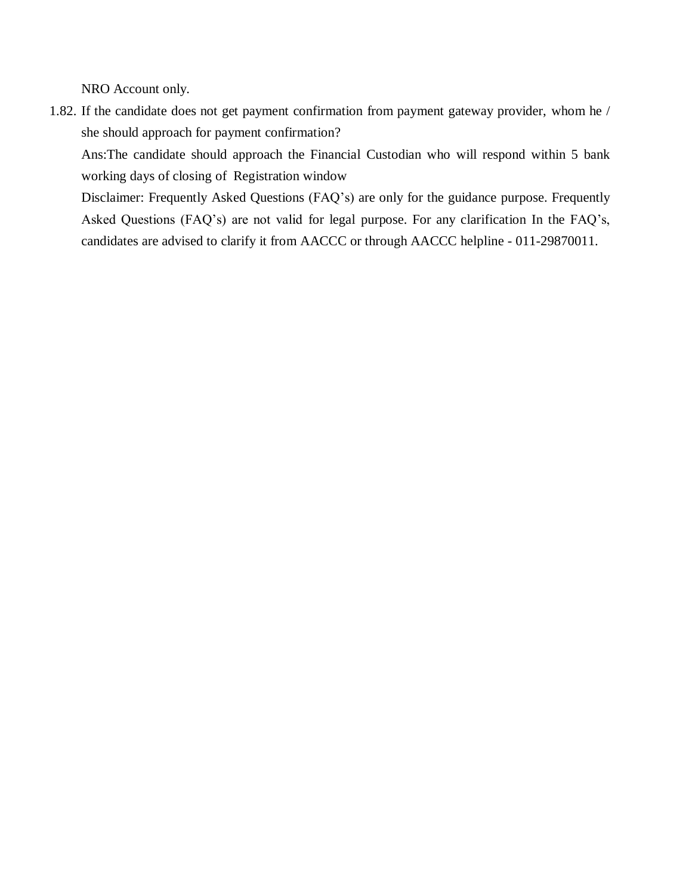NRO Account only.

1.82. If the candidate does not get payment confirmation from payment gateway provider, whom he / she should approach for payment confirmation?

Ans:The candidate should approach the Financial Custodian who will respond within 5 bank working days of closing of Registration window

Disclaimer: Frequently Asked Questions (FAQ's) are only for the guidance purpose. Frequently Asked Questions (FAQ's) are not valid for legal purpose. For any clarification In the FAQ's, candidates are advised to clarify it from AACCC or through AACCC helpline - 011-29870011.